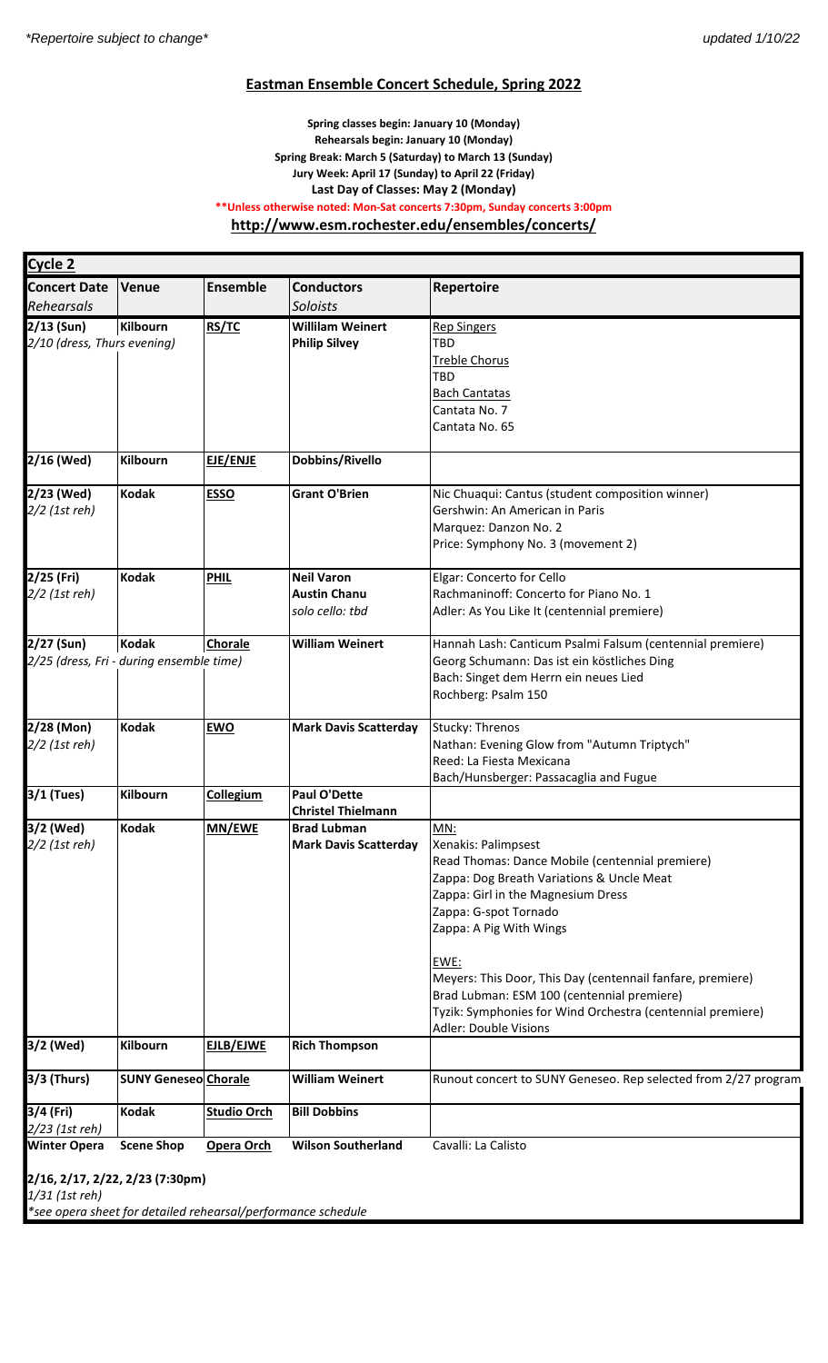*Repertoire subject to change*

*updated 1/10/22*

## Eastman Ensemble Concert Schedule, Spring 2022

**Spring classes begin: January 10 (Monday)**
**Rehearsals begin: January 10 (Monday)**
**Spring Break: March 5 (Saturday) to March 13 (Sunday)**
**Jury Week: April 17 (Sunday) to April 22 (Friday)**
**Last Day of Classes: May 2 (Monday)**
****Unless otherwise noted: Mon-Sat concerts 7:30pm, Sunday concerts 3:00pm**
**http://www.esm.rochester.edu/ensembles/concerts/**

### Cycle 2

| Concert Date / *Rehearsals* | Venue | Ensemble | Conductors / *Soloists* | Repertoire |
|---|---|---|---|---|
| **2/13 (Sun)** *2/10 (dress, Thurs evening)* | **Kilbourn** | **RS/TC** | **Willilam Weinert** **Philip Silvey** | Rep Singers: TBD; Treble Chorus: TBD; Bach Cantatas: Cantata No. 7, Cantata No. 65 |
| **2/16 (Wed)** | **Kilbourn** | **EJE/ENJE** | **Dobbins/Rivello** | |
| **2/23 (Wed)** *2/2 (1st reh)* | **Kodak** | **ESSO** | **Grant O'Brien** | Nic Chuaqui: Cantus (student composition winner); Gershwin: An American in Paris; Marquez: Danzon No. 2; Price: Symphony No. 3 (movement 2) |
| **2/25 (Fri)** *2/2 (1st reh)* | **Kodak** | **PHIL** | **Neil Varon** **Austin Chanu** *solo cello: tbd* | Elgar: Concerto for Cello; Rachmaninoff: Concerto for Piano No. 1; Adler: As You Like It (centennial premiere) |
| **2/27 (Sun)** *2/25 (dress, Fri - during ensemble time)* | **Kodak** | **Chorale** | **William Weinert** | Hannah Lash: Canticum Psalmi Falsum (centennial premiere); Georg Schumann: Das ist ein köstliches Ding; Bach: Singet dem Herrn ein neues Lied; Rochberg: Psalm 150 |
| **2/28 (Mon)** *2/2 (1st reh)* | **Kodak** | **EWO** | **Mark Davis Scatterday** | Stucky: Threnos; Nathan: Evening Glow from "Autumn Triptych"; Reed: La Fiesta Mexicana; Bach/Hunsberger: Passacaglia and Fugue |
| **3/1 (Tues)** | **Kilbourn** | **Collegium** | **Paul O'Dette** **Christel Thielmann** | |
| **3/2 (Wed)** *2/2 (1st reh)* | **Kodak** | **MN/EWE** | **Brad Lubman** **Mark Davis Scatterday** | MN: Xenakis: Palimpsest; Read Thomas: Dance Mobile (centennial premiere); Zappa: Dog Breath Variations & Uncle Meat; Zappa: Girl in the Magnesium Dress; Zappa: G-spot Tornado; Zappa: A Pig With Wings. EWE: Meyers: This Door, This Day (centennial fanfare, premiere); Brad Lubman: ESM 100 (centennial premiere); Tyzik: Symphonies for Wind Orchestra (centennial premiere); Adler: Double Visions |
| **3/2 (Wed)** | **Kilbourn** | **EJLB/EJWE** | **Rich Thompson** | |
| **3/3 (Thurs)** | **SUNY Geneseo** | **Chorale** | **William Weinert** | Runout concert to SUNY Geneseo. Rep selected from 2/27 program |
| **3/4 (Fri)** *2/23 (1st reh)* | **Kodak** | **Studio Orch** | **Bill Dobbins** | |
| **Winter Opera** | **Scene Shop** | **Opera Orch** | **Wilson Southerland** | Cavalli: La Calisto |

**2/16, 2/17, 2/22, 2/23 (7:30pm)**
*1/31 (1st reh)*
**see opera sheet for detailed rehearsal/performance schedule*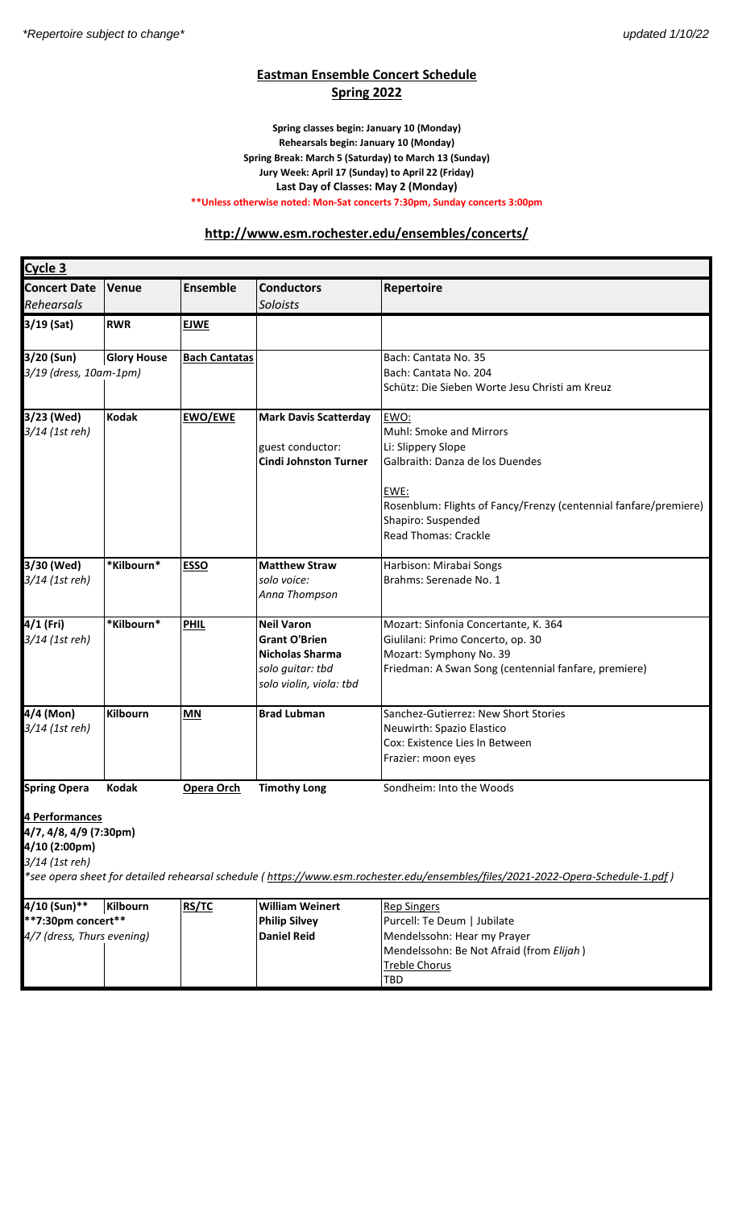*Repertoire subject to change*

updated 1/10/22

## Eastman Ensemble Concert Schedule
## Spring 2022

**Spring classes begin: January 10 (Monday)**
**Rehearsals begin: January 10 (Monday)**
**Spring Break: March 5 (Saturday) to March 13 (Sunday)**
**Jury Week: April 17 (Sunday) to April 22 (Friday)**
**Last Day of Classes: May 2 (Monday)**
****Unless otherwise noted: Mon-Sat concerts 7:30pm, Sunday concerts 3:00pm**

### http://www.esm.rochester.edu/ensembles/concerts/

**Cycle 3**

| **Concert Date** *Rehearsals* | **Venue** | **Ensemble** | **Conductors** *Soloists* | **Repertoire** |
|---|---|---|---|---|
| **3/19 (Sat)** | **RWR** | **EJWE** | | |
| **3/20 (Sun)** *3/19 (dress, 10am-1pm)* | **Glory House** | **Bach Cantatas** | | Bach: Cantata No. 35<br>Bach: Cantata No. 204<br>Schütz: Die Sieben Worte Jesu Christi am Kreuz |
| **3/23 (Wed)** *3/14 (1st reh)* | **Kodak** | **EWO/EWE** | **Mark Davis Scatterday**<br>guest conductor:<br>**Cindi Johnston Turner** | EWO:<br>Muhl: Smoke and Mirrors<br>Li: Slippery Slope<br>Galbraith: Danza de los Duendes<br><br>EWE:<br>Rosenblum: Flights of Fancy/Frenzy (centennial fanfare/premiere)<br>Shapiro: Suspended<br>Read Thomas: Crackle |
| **3/30 (Wed)** *3/14 (1st reh)* | ***Kilbourn*** | **ESSO** | **Matthew Straw**<br>*solo voice:*<br>*Anna Thompson* | Harbison: Mirabai Songs<br>Brahms: Serenade No. 1 |
| **4/1 (Fri)** *3/14 (1st reh)* | ***Kilbourn*** | **PHIL** | **Neil Varon**<br>**Grant O'Brien**<br>**Nicholas Sharma**<br>*solo guitar: tbd*<br>*solo violin, viola: tbd* | Mozart: Sinfonia Concertante, K. 364<br>Giulilani: Primo Concerto, op. 30<br>Mozart: Symphony No. 39<br>Friedman: A Swan Song (centennial fanfare, premiere) |
| **4/4 (Mon)** *3/14 (1st reh)* | **Kilbourn** | **MN** | **Brad Lubman** | Sanchez-Gutierrez: New Short Stories<br>Neuwirth: Spazio Elastico<br>Cox: Existence Lies In Between<br>Frazier: moon eyes |
| **Spring Opera**<br><br>**4 Performances**<br>**4/7, 4/8, 4/9 (7:30pm)**<br>**4/10 (2:00pm)**<br>*3/14 (1st reh)* | **Kodak** | **Opera Orch** | **Timothy Long** | Sondheim: Into the Woods |
| *\*see opera sheet for detailed rehearsal schedule ( https://www.esm.rochester.edu/ensembles/files/2021-2022-Opera-Schedule-1.pdf )* | | | | |
| **4/10 (Sun)\*\***<br>****7:30pm concert****<br>*4/7 (dress, Thurs evening)* | **Kilbourn** | **RS/TC** | **William Weinert**<br>**Philip Silvey**<br>**Daniel Reid** | Rep Singers<br>Purcell: Te Deum \| Jubilate<br>Mendelssohn: Hear my Prayer<br>Mendelssohn: Be Not Afraid (from *Elijah*)<br>Treble Chorus<br>TBD |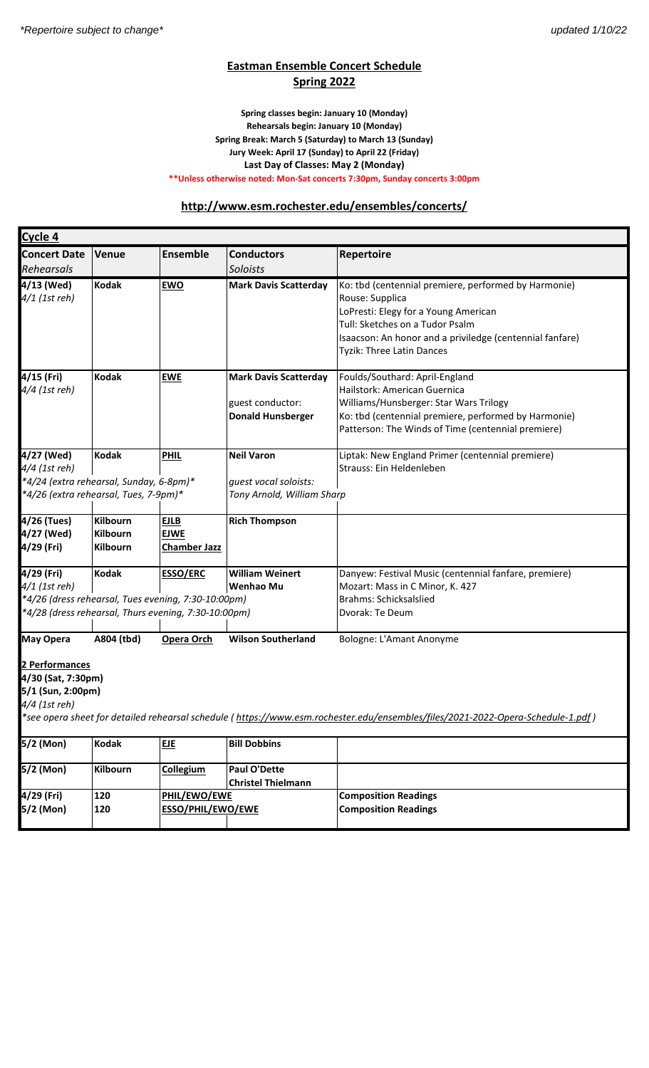*Repertoire subject to change*

updated 1/10/22

## Eastman Ensemble Concert Schedule
## Spring 2022

**Spring classes begin: January 10 (Monday)**
**Rehearsals begin: January 10 (Monday)**
**Spring Break: March 5 (Saturday) to March 13 (Sunday)**
**Jury Week: April 17 (Sunday) to April 22 (Friday)**
**Last Day of Classes: May 2 (Monday)**
****Unless otherwise noted: Mon-Sat concerts 7:30pm, Sunday concerts 3:00pm**

**http://www.esm.rochester.edu/ensembles/concerts/**

### Cycle 4

| Concert Date *Rehearsals* | Venue | Ensemble | Conductors *Soloists* | Repertoire |
|---|---|---|---|---|
| **4/13 (Wed)** *4/1 (1st reh)* | **Kodak** | **EWO** | **Mark Davis Scatterday** | Ko: tbd (centennial premiere, performed by Harmonie)<br>Rouse: Supplica<br>LoPresti: Elegy for a Young American<br>Tull: Sketches on a Tudor Psalm<br>Isaacson: An honor and a priviledge (centennial fanfare)<br>Tyzik: Three Latin Dances |
| **4/15 (Fri)** *4/4 (1st reh)* | **Kodak** | **EWE** | **Mark Davis Scatterday**<br>guest conductor:<br>**Donald Hunsberger** | Foulds/Southard: April-England<br>Hailstork: American Guernica<br>Williams/Hunsberger: Star Wars Trilogy<br>Ko: tbd (centennial premiere, performed by Harmonie)<br>Patterson: The Winds of Time (centennial premiere) |
| **4/27 (Wed)** *4/4 (1st reh)*<br>**4/24 (extra rehearsal, Sunday, 6-8pm)**<br>**4/26 (extra rehearsal, Tues, 7-9pm)** | **Kodak** | **PHIL** | **Neil Varon**<br>*guest vocal soloists:*<br>*Tony Arnold, William Sharp* | Liptak: New England Primer (centennial premiere)<br>Strauss: Ein Heldenleben |
| **4/26 (Tues)**<br>**4/27 (Wed)**<br>**4/29 (Fri)** | **Kilbourn**<br>**Kilbourn**<br>**Kilbourn** | **EJLB**<br>**EJWE**<br>**Chamber Jazz** | **Rich Thompson** | |
| **4/29 (Fri)** *4/1 (1st reh)*<br>**4/26 (dress rehearsal, Tues evening, 7:30-10:00pm)**<br>**4/28 (dress rehearsal, Thurs evening, 7:30-10:00pm)** | **Kodak** | **ESSO/ERC** | **William Weinert**<br>**Wenhao Mu** | Danyew: Festival Music (centennial fanfare, premiere)<br>Mozart: Mass in C Minor, K. 427<br>Brahms: Schicksalslied<br>Dvorak: Te Deum |
| **May Opera**<br>**2 Performances**<br>**4/30 (Sat, 7:30pm)**<br>**5/1 (Sun, 2:00pm)**<br>*4/4 (1st reh)* | **A804 (tbd)** | **Opera Orch** | **Wilson Southerland** | Bologne: L'Amant Anonyme |
| *see opera sheet for detailed rehearsal schedule ( https://www.esm.rochester.edu/ensembles/files/2021-2022-Opera-Schedule-1.pdf )* | | | | |
| **5/2 (Mon)** | **Kodak** | **EJE** | **Bill Dobbins** | |
| **5/2 (Mon)** | **Kilbourn** | **Collegium** | **Paul O'Dette**<br>**Christel Thielmann** | |
| **4/29 (Fri)** | **120** | **PHIL/EWO/EWE** | | **Composition Readings** |
| **5/2 (Mon)** | **120** | **ESSO/PHIL/EWO/EWE** | | **Composition Readings** |